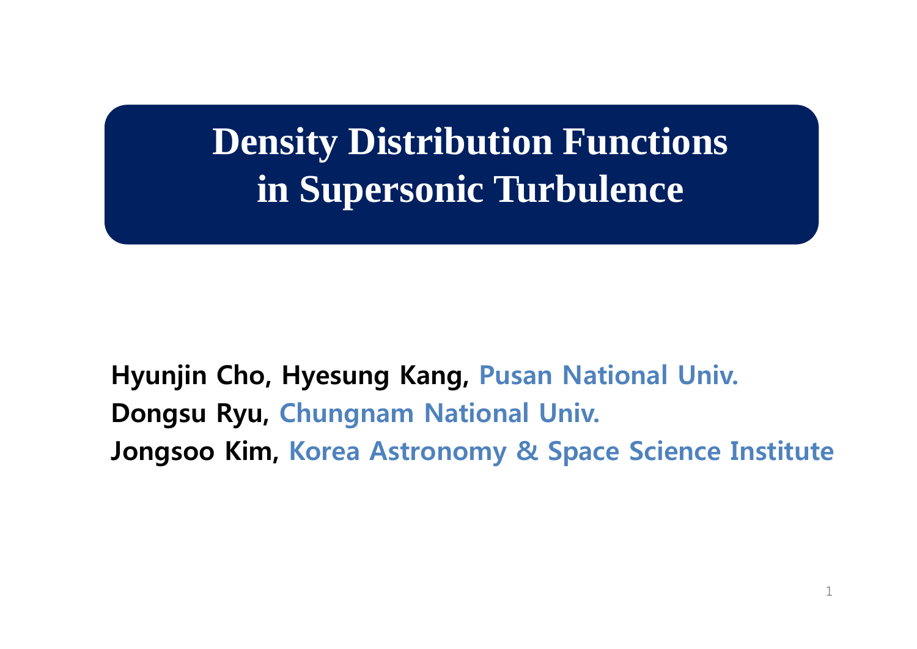# Density Distribution Functions in Supersonic Turbulence

**Hyunjin Cho, Hyesung Kang,** Pusan National Univ.

**Dongsu Ryu,** Chungnam National Univ.

**Jongsoo Kim,** Korea Astronomy & Space Science Institute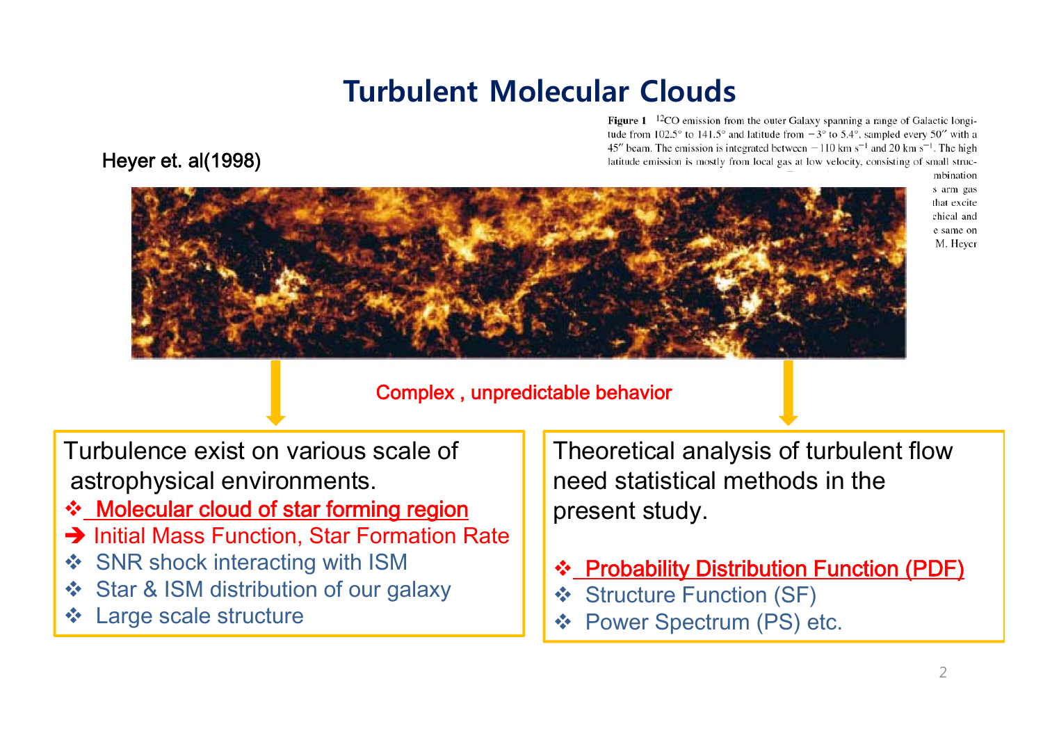# Turbulent Molecular Clouds

Heyer et. al(1998)

**Figure 1** $^{12}CO$ emission from the outer Galaxy spanning a range of Galactic longitude from 102.5° to 141.5° and latitude from −3° to 5.4°, sampled every 50″ with a 45″ beam. The emission is integrated between −110 km $s^{-1}$ and 20 km $s^{-1}$. The high latitude emission is mostly from local gas at low velocity, consisting of small struc- ... mbination ... s arm gas ... that excite ... chical and ... e same on ... M. Heyer

Complex , unpredictable behavior

Turbulence exist on various scale of astrophysical environments.

- Molecular cloud of star forming region
- ➔ Initial Mass Function, Star Formation Rate
- SNR shock interacting with ISM
- Star & ISM distribution of our galaxy
- Large scale structure

Theoretical analysis of turbulent flow need statistical methods in the present study.

- Probability Distribution Function (PDF)
- Structure Function (SF)
- Power Spectrum (PS) etc.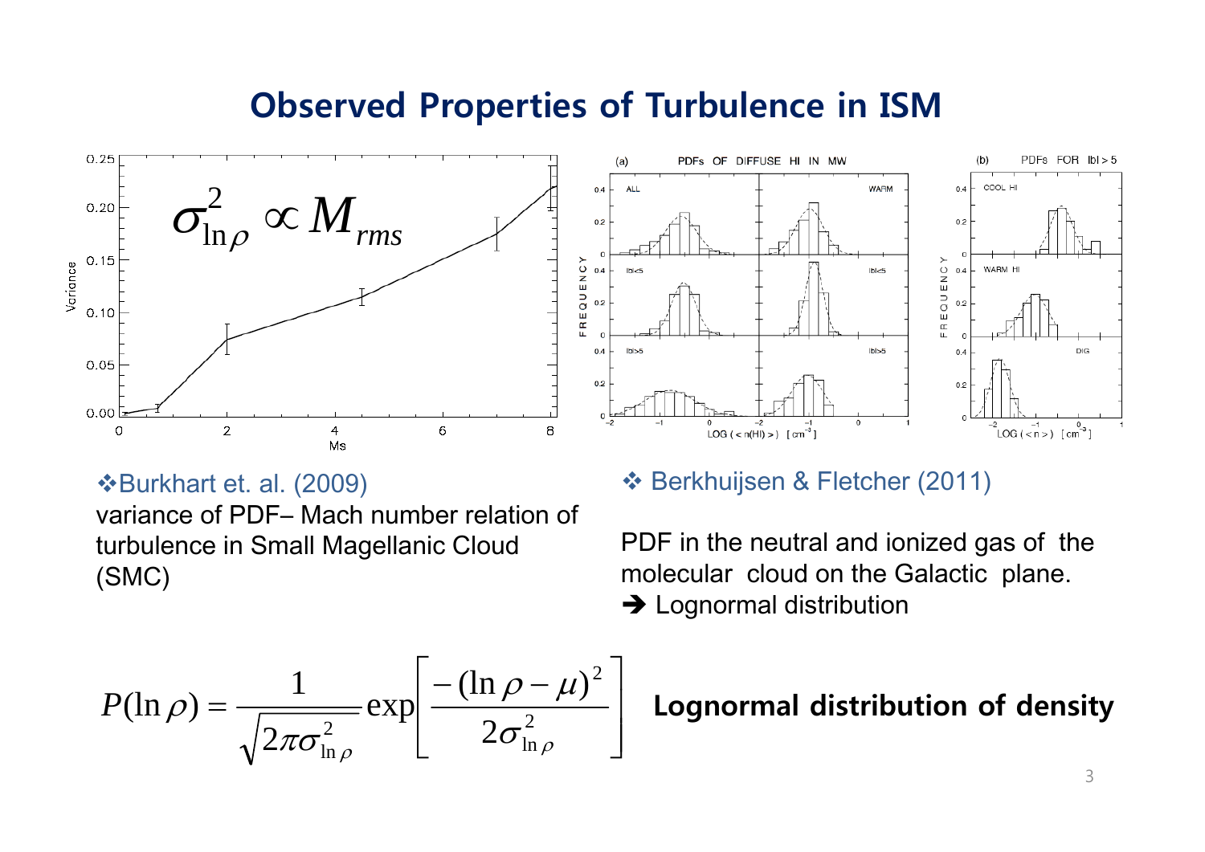# Observed Properties of Turbulence in ISM

$$\sigma^2_{\ln\rho} \propto M_{rms}$$

❖Burkhart et. al. (2009)
variance of PDF– Mach number relation of turbulence in Small Magellanic Cloud (SMC)

❖ Berkhuijsen & Fletcher (2011)

PDF in the neutral and ionized gas of the molecular cloud on the Galactic plane.
➔ Lognormal distribution

$$P(\ln\rho) = \frac{1}{\sqrt{2\pi\sigma^2_{\ln\rho}}} \exp\left[\frac{-(\ln\rho - \mu)^2}{2\sigma^2_{\ln\rho}}\right]$$

**Lognormal distribution of density**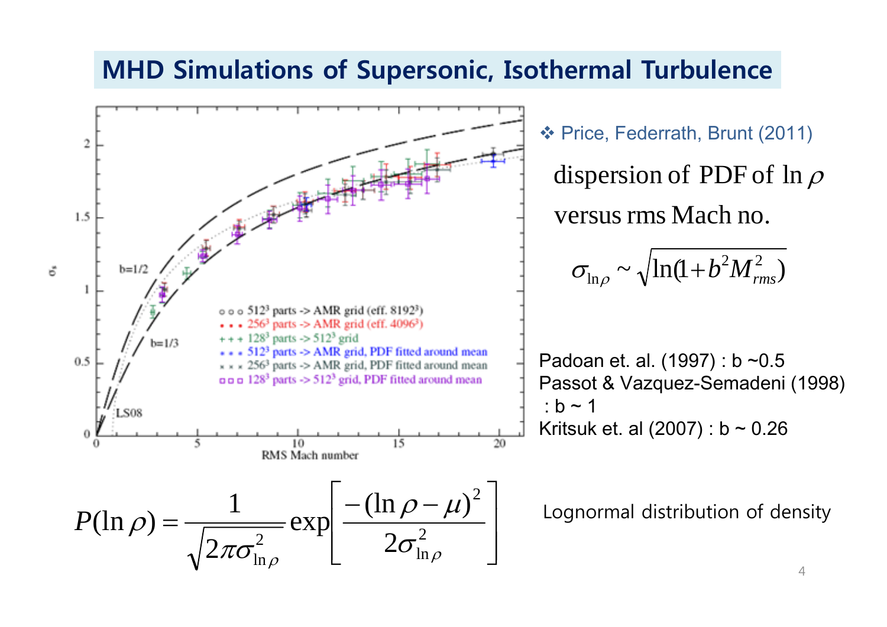# MHD Simulations of Supersonic, Isothermal Turbulence

❖ Price, Federrath, Brunt (2011)

dispersion of PDF of $\ln \rho$ versus rms Mach no.

$$\sigma_{\ln\rho} \sim \sqrt{\ln(1+b^2 M_{rms}^2)}$$

Padoan et. al. (1997) : b ~0.5

Passot & Vazquez-Semadeni (1998) : b ~ 1

Kritsuk et. al (2007) : b ~ 0.26

$$P(\ln \rho) = \frac{1}{\sqrt{2\pi\sigma_{\ln\rho}^2}} \exp\left[\frac{-(\ln\rho - \mu)^2}{2\sigma_{\ln\rho}^2}\right]$$

Lognormal distribution of density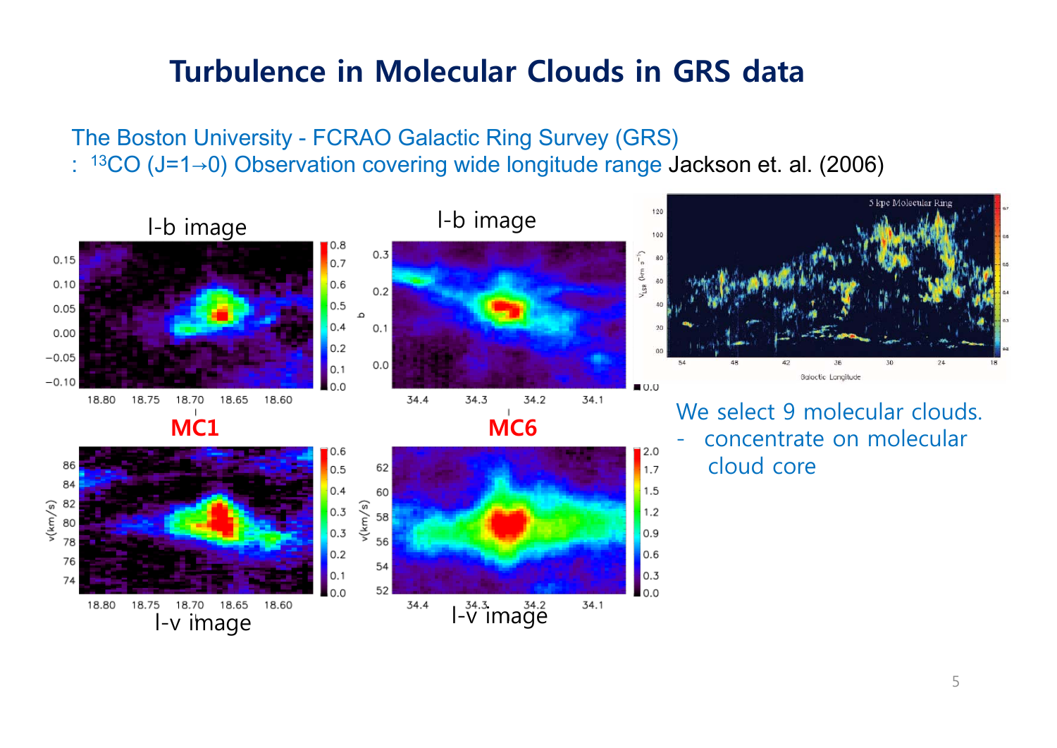# Turbulence in Molecular Clouds in GRS data

The Boston University - FCRAO Galactic Ring Survey (GRS)
: $^{13}CO$ (J=1→0) Observation covering wide longitude range Jackson et. al. (2006)

l-b image

l-b image

MC1

MC6

l-v image

l-v image

We select 9 molecular clouds.

- concentrate on molecular cloud core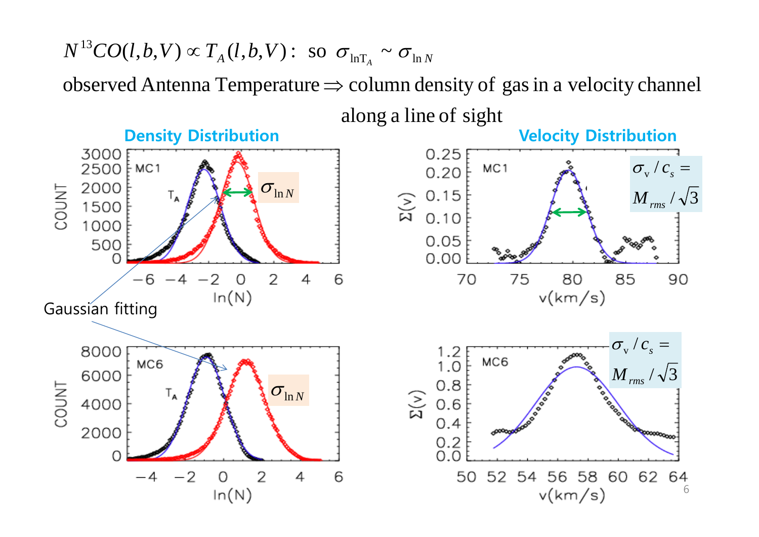$$N^{13}CO(l,b,V) \propto T_A(l,b,V): \text{ so } \sigma_{\ln T_A} \sim \sigma_{\ln N}$$

observed Antenna Temperature $\Rightarrow$ column density of gas in a velocity channel along a line of sight

**Density Distribution**

MC1: COUNT vs. ln(N), curves labeled $T_A$ and $\sigma_{\ln N}$

MC6: COUNT vs. ln(N), curves labeled $T_A$ and $\sigma_{\ln N}$

Gaussian fitting

**Velocity Distribution**

MC1: $\Sigma(v)$ vs. v(km/s)

$\sigma_v / c_s = M_{rms} / \sqrt{3}$

MC6: $\Sigma(v)$ vs. v(km/s)

$\sigma_v / c_s = M_{rms} / \sqrt{3}$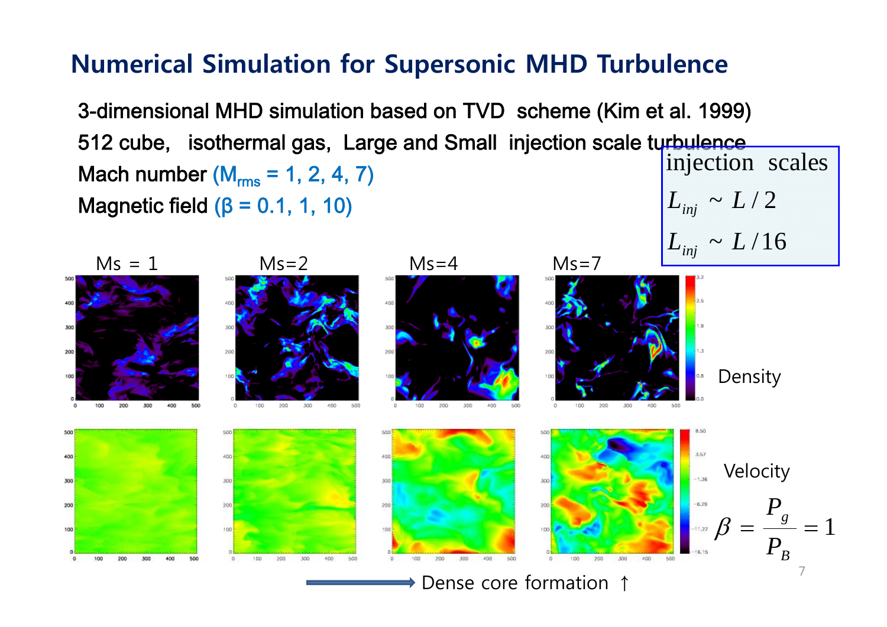# Numerical Simulation for Supersonic MHD Turbulence

3-dimensional MHD simulation based on TVD scheme (Kim et al. 1999)

512 cube, isothermal gas, Large and Small injection scale turbulence

Mach number ($M_{rms}$ = 1, 2, 4, 7)

Magnetic field ($\beta$ = 0.1, 1, 10)

injection scales

$L_{inj} \sim L/2$

$L_{inj} \sim L/16$

Ms = 1 Ms=2 Ms=4 Ms=7

Density

Velocity

$$\beta = \frac{P_g}{P_B} = 1$$

Dense core formation ↑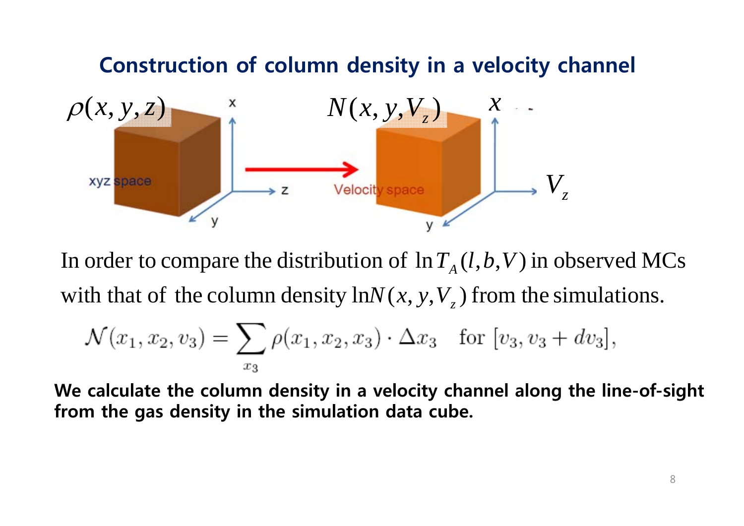## Construction of column density in a velocity channel

$\rho(x, y, z)$ → $N(x, y, V_z)$

xyz space → Velocity space

In order to compare the distribution of $\ln T_A(l, b, V)$ in observed MCs with that of the column density $\ln N(x, y, V_z)$ from the simulations.

$$\mathcal{N}(x_1, x_2, v_3) = \sum_{x_3} \rho(x_1, x_2, x_3) \cdot \Delta x_3 \quad \text{for } [v_3, v_3 + dv_3],$$

**We calculate the column density in a velocity channel along the line-of-sight from the gas density in the simulation data cube.**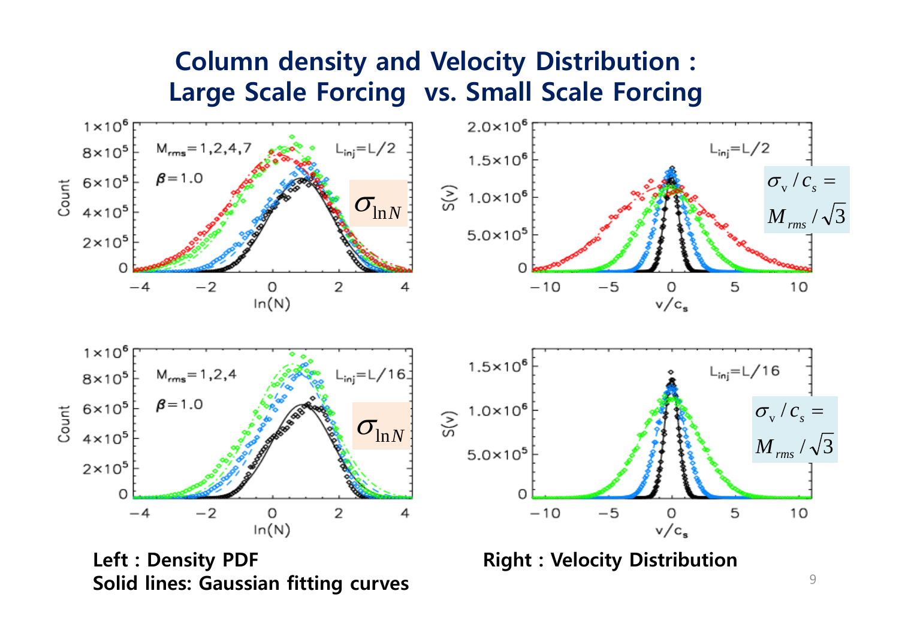# Column density and Velocity Distribution : Large Scale Forcing vs. Small Scale Forcing

$M_{rms}=1,2,4,7$ $\quad L_{inj}=L/2$ $\quad \beta=1.0$ $\quad \sigma_{\ln N}$

$L_{inj}=L/2$ $\quad \sigma_v / c_s = M_{rms}/\sqrt{3}$

$M_{rms}=1,2,4$ $\quad L_{inj}=L/16$ $\quad \beta=1.0$ $\quad \sigma_{\ln N}$

$L_{inj}=L/16$ $\quad \sigma_v / c_s = M_{rms}/\sqrt{3}$

**Left : Density PDF**
**Solid lines: Gaussian fitting curves**

**Right : Velocity Distribution**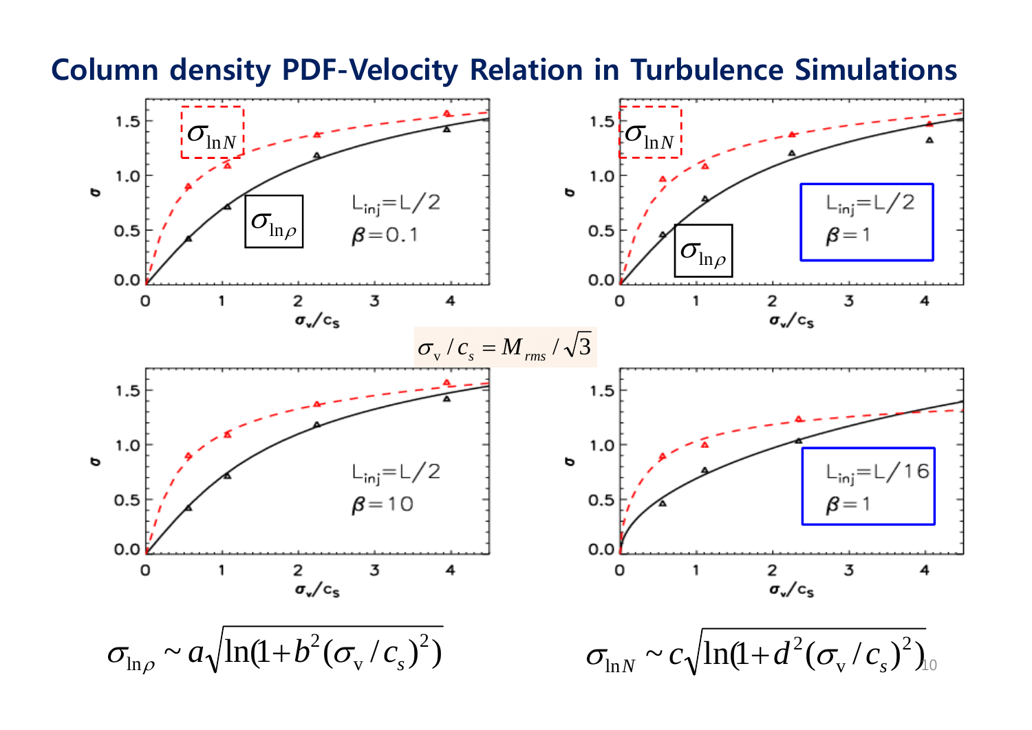# Column density PDF-Velocity Relation in Turbulence Simulations

$\sigma_{\ln N}$

$\sigma_{\ln \rho}$

$L_{inj}=L/2$, $\beta=0.1$

$L_{inj}=L/2$, $\beta=1$

$\sigma_{\rm v}/c_s = M_{rms}/\sqrt{3}$

$L_{inj}=L/2$, $\beta=10$

$L_{inj}=L/16$, $\beta=1$

$$\sigma_{\ln \rho} \sim a\sqrt{\ln(1+b^2(\sigma_{\rm v}/c_s)^2)}$$

$$\sigma_{\ln N} \sim c\sqrt{\ln(1+d^2(\sigma_{\rm v}/c_s)^2)}$$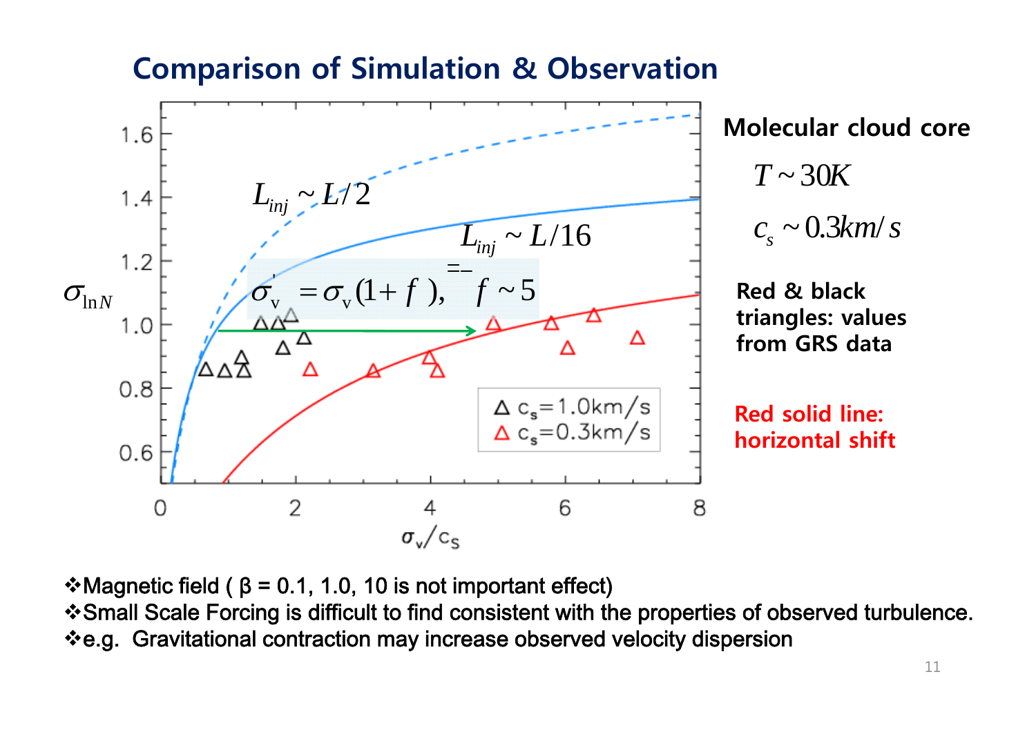## Comparison of Simulation & Observation

$\sigma_{\ln N}$

$L_{inj} \sim L/2$

$L_{inj} \sim L/16$

$\sigma_v' = \sigma_v(1+f), \quad f \sim 5$

Legend: △ $c_s$=1.0km/s, △ $c_s$=0.3km/s

$\sigma_v / c_s$

**Molecular cloud core**

$T \sim 30K$

$c_s \sim 0.3 km/s$

**Red & black triangles: values from GRS data**

**Red solid line: horizontal shift**

- Magnetic field ( β = 0.1, 1.0, 10 is not important effect)
- Small Scale Forcing is difficult to find consistent with the properties of observed turbulence.
- e.g. Gravitational contraction may increase observed velocity dispersion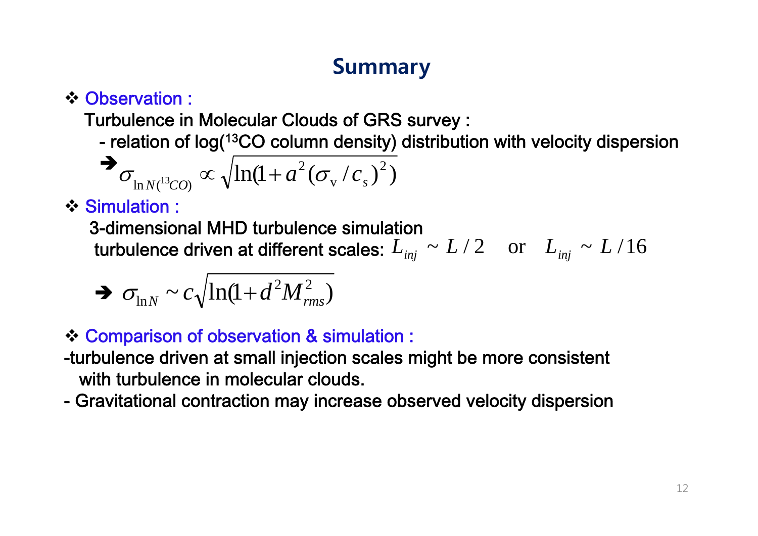# Summary

❖ Observation :

Turbulence in Molecular Clouds of GRS survey :

- relation of log($^{13}$CO column density) distribution with velocity dispersion

➔ $\sigma_{\ln N(^{13}CO)} \propto \sqrt{\ln(1 + a^2 (\sigma_v / c_s)^2)}$

❖ Simulation :

3-dimensional MHD turbulence simulation

turbulence driven at different scales: $L_{inj} \sim L/2$ or $L_{inj} \sim L/16$

➔ $\sigma_{\ln N} \sim c\sqrt{\ln(1 + d^2 M_{rms}^2)}$

❖ Comparison of observation & simulation :

-turbulence driven at small injection scales might be more consistent with turbulence in molecular clouds.

- Gravitational contraction may increase observed velocity dispersion